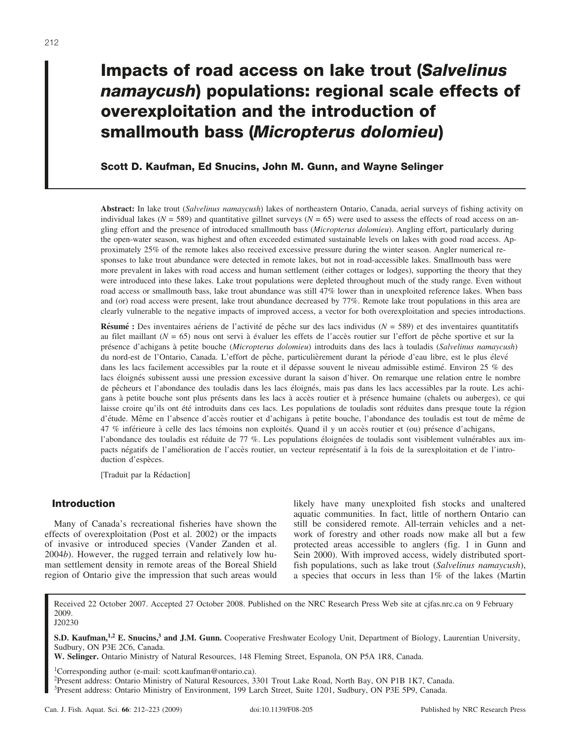# Impacts of road access on lake trout (*Salvelinus namaycush*) populations: regional scale effects of overexploitation and the introduction of smallmouth bass (*Micropterus dolomieu*)

**Scott D. Kaufman, Ed Snucins, John M. Gunn, and Wayne Selinger**

**Abstract:** In lake trout (*Salvelinus namaycush*) lakes of northeastern Ontario, Canada, aerial surveys of fishing activity on individual lakes ($N = 589$) and quantitative gillnet surveys ($N = 65$) were used to assess the effects of road access on angling effort and the presence of introduced smallmouth bass (*Micropterus dolomieu*). Angling effort, particularly during the open-water season, was highest and often exceeded estimated sustainable levels on lakes with good road access. Approximately 25% of the remote lakes also received excessive pressure during the winter season. Angler numerical responses to lake trout abundance were detected in remote lakes, but not in road-accessible lakes. Smallmouth bass were more prevalent in lakes with road access and human settlement (either cottages or lodges), supporting the theory that they were introduced into these lakes. Lake trout populations were depleted throughout much of the study range. Even without road access or smallmouth bass, lake trout abundance was still 47% lower than in unexploited reference lakes. When bass and (or) road access were present, lake trout abundance decreased by 77%. Remote lake trout populations in this area are clearly vulnerable to the negative impacts of improved access, a vector for both overexploitation and species introductions.

**Résumé :** Des inventaires aériens de l'activité de pêche sur des lacs individus ($N = 589$) et des inventaires quantitatifs au filet maillant ($N = 65$) nous ont servi à évaluer les effets de l'accès routier sur l'effort de pêche sportive et sur la présence d'achigans à petite bouche (*Micropterus dolomieu*) introduits dans des lacs à touladis (*Salvelinus namaycush*) du nord-est de l'Ontario, Canada. L'effort de pêche, particulièrement durant la période d'eau libre, est le plus élevé dans les lacs facilement accessibles par la route et il dépasse souvent le niveau admissible estimé. Environ 25 % des lacs éloignés subissent aussi une pression excessive durant la saison d'hiver. On remarque une relation entre le nombre de pêcheurs et l'abondance des touladis dans les lacs éloignés, mais pas dans les lacs accessibles par la route. Les achigans à petite bouche sont plus présents dans les lacs à accès routier et à présence humaine (chalets ou auberges), ce qui laisse croire qu'ils ont été introduits dans ces lacs. Les populations de touladis sont réduites dans presque toute la région d'étude. Même en l'absence d'accès routier et d'achigans à petite bouche, l'abondance des touladis est tout de même de 47 % inférieure à celle des lacs témoins non exploités. Quand il y un accès routier et (ou) présence d'achigans, l'abondance des touladis est réduite de 77 %. Les populations éloignées de touladis sont visiblement vulnérables aux impacts négatifs de l'amélioration de l'accès routier, un vecteur représentatif à la fois de la surexploitation et de l'introduction d'espèces.

[Traduit par la Rédaction]

## Introduction

Many of Canada's recreational fisheries have shown the effects of overexploitation (Post et al. 2002) or the impacts of invasive or introduced species (Vander Zanden et al. 2004*b*). However, the rugged terrain and relatively low human settlement density in remote areas of the Boreal Shield region of Ontario give the impression that such areas would likely have many unexploited fish stocks and unaltered aquatic communities. In fact, little of northern Ontario can still be considered remote. All-terrain vehicles and a network of forestry and other roads now make all but a few protected areas accessible to anglers (fig. 1 in Gunn and Sein 2000). With improved access, widely distributed sportfish populations, such as lake trout (*Salvelinus namaycush*), a species that occurs in less than 1% of the lakes (Martin

Received 22 October 2007. Accepted 27 October 2008. Published on the NRC Research Press Web site at cjfas.nrc.ca on 9 February 2009.
J20230

**S.D. Kaufman,[1,2] E. Snucins,[3] and J.M. Gunn.** Cooperative Freshwater Ecology Unit, Department of Biology, Laurentian University, Sudbury, ON P3E 2C6, Canada.
**W. Selinger.** Ontario Ministry of Natural Resources, 148 Fleming Street, Espanola, ON P5A 1R8, Canada.

[1]Corresponding author (e-mail: scott.kaufman@ontario.ca).
[2]Present address: Ontario Ministry of Natural Resources, 3301 Trout Lake Road, North Bay, ON P1B 1K7, Canada.
[3]Present address: Ontario Ministry of Environment, 199 Larch Street, Suite 1201, Sudbury, ON P3E 5P9, Canada.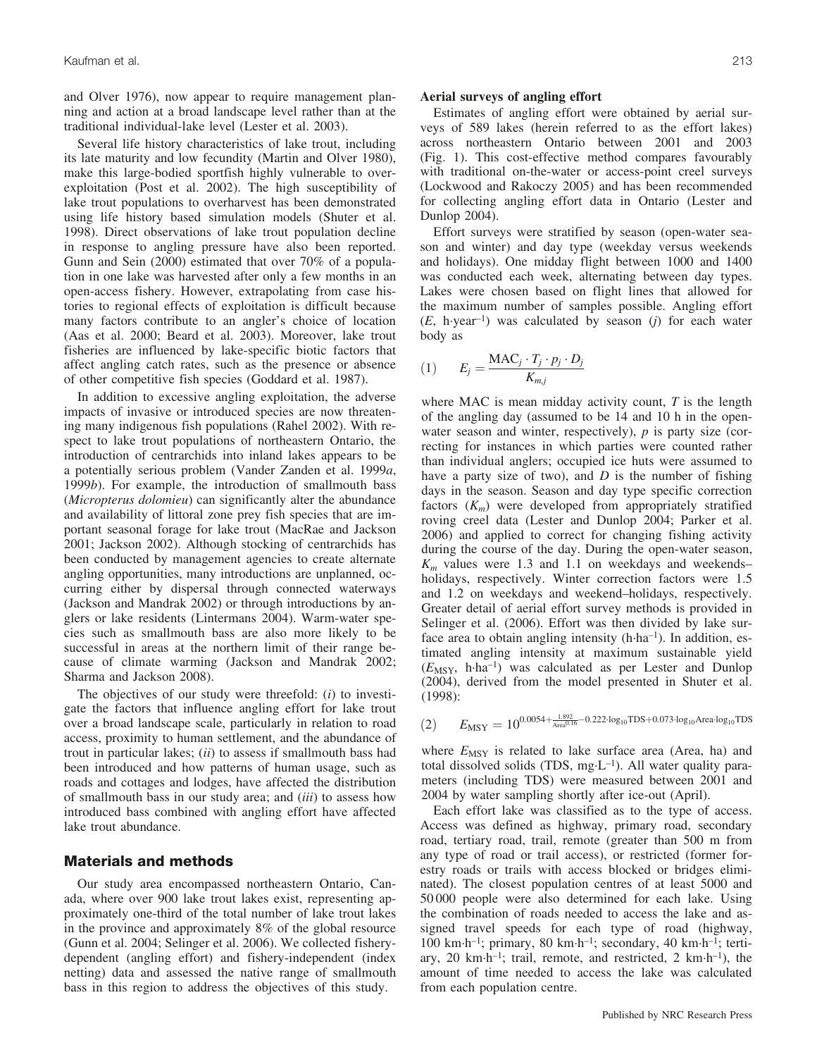and Olver 1976), now appear to require management planning and action at a broad landscape level rather than at the traditional individual-lake level (Lester et al. 2003).

Several life history characteristics of lake trout, including its late maturity and low fecundity (Martin and Olver 1980), make this large-bodied sportfish highly vulnerable to overexploitation (Post et al. 2002). The high susceptibility of lake trout populations to overharvest has been demonstrated using life history based simulation models (Shuter et al. 1998). Direct observations of lake trout population decline in response to angling pressure have also been reported. Gunn and Sein (2000) estimated that over 70% of a population in one lake was harvested after only a few months in an open-access fishery. However, extrapolating from case histories to regional effects of exploitation is difficult because many factors contribute to an angler's choice of location (Aas et al. 2000; Beard et al. 2003). Moreover, lake trout fisheries are influenced by lake-specific biotic factors that affect angling catch rates, such as the presence or absence of other competitive fish species (Goddard et al. 1987).

In addition to excessive angling exploitation, the adverse impacts of invasive or introduced species are now threatening many indigenous fish populations (Rahel 2002). With respect to lake trout populations of northeastern Ontario, the introduction of centrarchids into inland lakes appears to be a potentially serious problem (Vander Zanden et al. 1999*a*, 1999*b*). For example, the introduction of smallmouth bass (*Micropterus dolomieu*) can significantly alter the abundance and availability of littoral zone prey fish species that are important seasonal forage for lake trout (MacRae and Jackson 2001; Jackson 2002). Although stocking of centrarchids has been conducted by management agencies to create alternate angling opportunities, many introductions are unplanned, occurring either by dispersal through connected waterways (Jackson and Mandrak 2002) or through introductions by anglers or lake residents (Lintermans 2004). Warm-water species such as smallmouth bass are also more likely to be successful in areas at the northern limit of their range because of climate warming (Jackson and Mandrak 2002; Sharma and Jackson 2008).

The objectives of our study were threefold: (*i*) to investigate the factors that influence angling effort for lake trout over a broad landscape scale, particularly in relation to road access, proximity to human settlement, and the abundance of trout in particular lakes; (*ii*) to assess if smallmouth bass had been introduced and how patterns of human usage, such as roads and cottages and lodges, have affected the distribution of smallmouth bass in our study area; and (*iii*) to assess how introduced bass combined with angling effort have affected lake trout abundance.

## Materials and methods

Our study area encompassed northeastern Ontario, Canada, where over 900 lake trout lakes exist, representing approximately one-third of the total number of lake trout lakes in the province and approximately 8% of the global resource (Gunn et al. 2004; Selinger et al. 2006). We collected fishery-dependent (angling effort) and fishery-independent (index netting) data and assessed the native range of smallmouth bass in this region to address the objectives of this study.

### Aerial surveys of angling effort

Estimates of angling effort were obtained by aerial surveys of 589 lakes (herein referred to as the effort lakes) across northeastern Ontario between 2001 and 2003 (Fig. 1). This cost-effective method compares favourably with traditional on-the-water or access-point creel surveys (Lockwood and Rakoczy 2005) and has been recommended for collecting angling effort data in Ontario (Lester and Dunlop 2004).

Effort surveys were stratified by season (open-water season and winter) and day type (weekday versus weekends and holidays). One midday flight between 1000 and 1400 was conducted each week, alternating between day types. Lakes were chosen based on flight lines that allowed for the maximum number of samples possible. Angling effort ($E$, h·year$^{-1}$) was calculated by season ($j$) for each water body as

$$(1) \qquad E_j = \frac{\mathrm{MAC}_j \cdot T_j \cdot p_j \cdot D_j}{K_{m,j}}$$

where MAC is mean midday activity count, $T$ is the length of the angling day (assumed to be 14 and 10 h in the open-water season and winter, respectively), $p$ is party size (correcting for instances in which parties were counted rather than individual anglers; occupied ice huts were assumed to have a party size of two), and $D$ is the number of fishing days in the season. Season and day type specific correction factors ($K_m$) were developed from appropriately stratified roving creel data (Lester and Dunlop 2004; Parker et al. 2006) and applied to correct for changing fishing activity during the course of the day. During the open-water season, $K_m$ values were 1.3 and 1.1 on weekdays and weekends–holidays, respectively. Winter correction factors were 1.5 and 1.2 on weekdays and weekend–holidays, respectively. Greater detail of aerial effort survey methods is provided in Selinger et al. (2006). Effort was then divided by lake surface area to obtain angling intensity (h·ha$^{-1}$). In addition, estimated angling intensity at maximum sustainable yield ($E_{\mathrm{MSY}}$, h·ha$^{-1}$) was calculated as per Lester and Dunlop (2004), derived from the model presented in Shuter et al. (1998):

$$(2) \qquad E_{\mathrm{MSY}} = 10^{0.0054 + \frac{1.892}{\mathrm{Area}^{0.16}} - 0.222 \cdot \log_{10}\mathrm{TDS} + 0.073 \cdot \log_{10}\mathrm{Area} \cdot \log_{10}\mathrm{TDS}}$$

where $E_{\mathrm{MSY}}$ is related to lake surface area (Area, ha) and total dissolved solids (TDS, mg·L$^{-1}$). All water quality parameters (including TDS) were measured between 2001 and 2004 by water sampling shortly after ice-out (April).

Each effort lake was classified as to the type of access. Access was defined as highway, primary road, secondary road, tertiary road, trail, remote (greater than 500 m from any type of road or trail access), or restricted (former forestry roads or trails with access blocked or bridges eliminated). The closest population centres of at least 5000 and 50 000 people were also determined for each lake. Using the combination of roads needed to access the lake and assigned travel speeds for each type of road (highway, 100 km·h$^{-1}$; primary, 80 km·h$^{-1}$; secondary, 40 km·h$^{-1}$; tertiary, 20 km·h$^{-1}$; trail, remote, and restricted, 2 km·h$^{-1}$), the amount of time needed to access the lake was calculated from each population centre.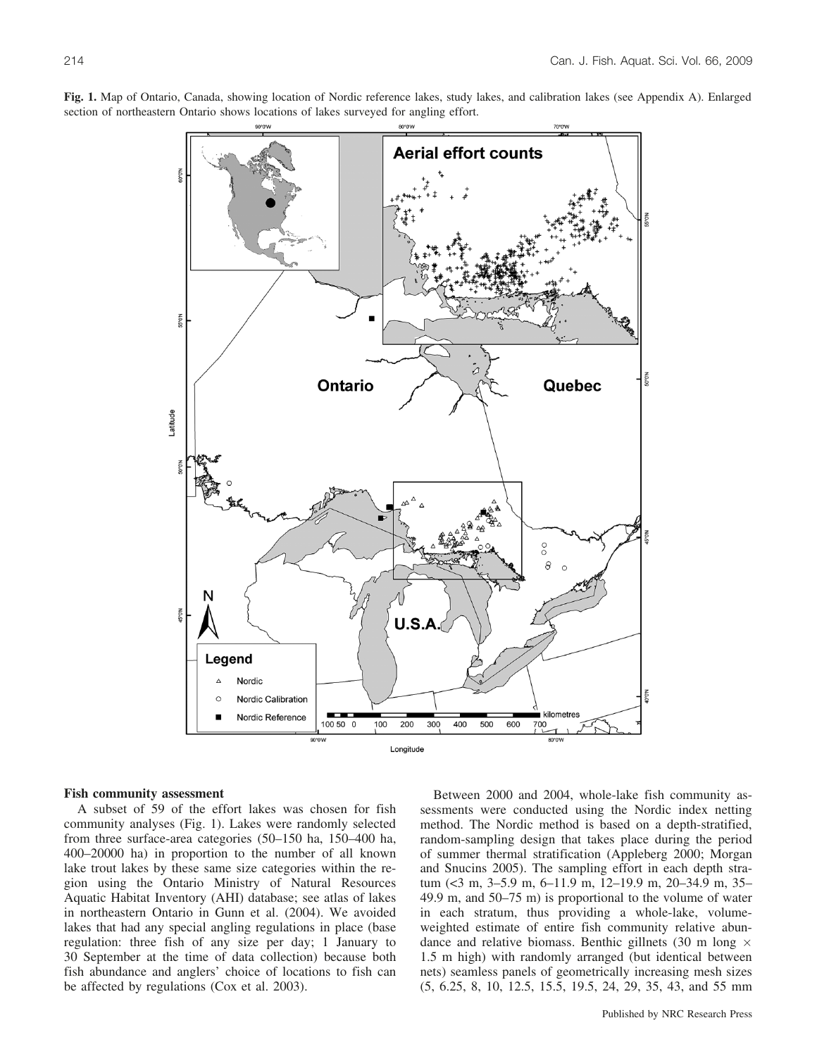**Fig. 1.** Map of Ontario, Canada, showing location of Nordic reference lakes, study lakes, and calibration lakes (see Appendix A). Enlarged section of northeastern Ontario shows locations of lakes surveyed for angling effort.

### Fish community assessment

A subset of 59 of the effort lakes was chosen for fish community analyses (Fig. 1). Lakes were randomly selected from three surface-area categories (50–150 ha, 150–400 ha, 400–20000 ha) in proportion to the number of all known lake trout lakes by these same size categories within the region using the Ontario Ministry of Natural Resources Aquatic Habitat Inventory (AHI) database; see atlas of lakes in northeastern Ontario in Gunn et al. (2004). We avoided lakes that had any special angling regulations in place (base regulation: three fish of any size per day; 1 January to 30 September at the time of data collection) because both fish abundance and anglers' choice of locations to fish can be affected by regulations (Cox et al. 2003).

Between 2000 and 2004, whole-lake fish community assessments were conducted using the Nordic index netting method. The Nordic method is based on a depth-stratified, random-sampling design that takes place during the period of summer thermal stratification (Appleberg 2000; Morgan and Snucins 2005). The sampling effort in each depth stratum (<3 m, 3–5.9 m, 6–11.9 m, 12–19.9 m, 20–34.9 m, 35–49.9 m, and 50–75 m) is proportional to the volume of water in each stratum, thus providing a whole-lake, volume-weighted estimate of entire fish community relative abundance and relative biomass. Benthic gillnets (30 m long × 1.5 m high) with randomly arranged (but identical between nets) seamless panels of geometrically increasing mesh sizes (5, 6.25, 8, 10, 12.5, 15.5, 19.5, 24, 29, 35, 43, and 55 mm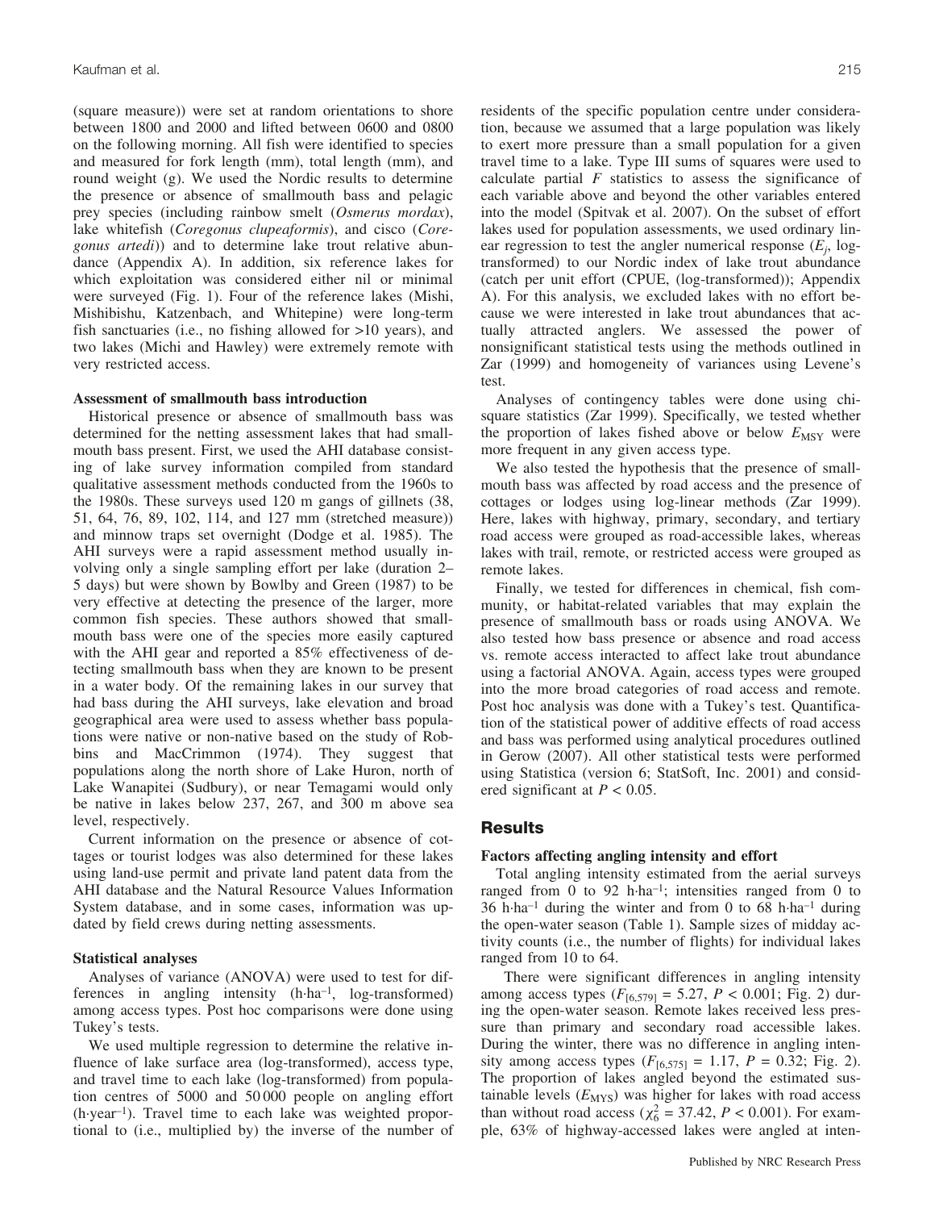(square measure)) were set at random orientations to shore between 1800 and 2000 and lifted between 0600 and 0800 on the following morning. All fish were identified to species and measured for fork length (mm), total length (mm), and round weight (g). We used the Nordic results to determine the presence or absence of smallmouth bass and pelagic prey species (including rainbow smelt (*Osmerus mordax*), lake whitefish (*Coregonus clupeaformis*), and cisco (*Coregonus artedi*)) and to determine lake trout relative abundance (Appendix A). In addition, six reference lakes for which exploitation was considered either nil or minimal were surveyed (Fig. 1). Four of the reference lakes (Mishi, Mishibishu, Katzenbach, and Whitepine) were long-term fish sanctuaries (i.e., no fishing allowed for >10 years), and two lakes (Michi and Hawley) were extremely remote with very restricted access.

### Assessment of smallmouth bass introduction

Historical presence or absence of smallmouth bass was determined for the netting assessment lakes that had smallmouth bass present. First, we used the AHI database consisting of lake survey information compiled from standard qualitative assessment methods conducted from the 1960s to the 1980s. These surveys used 120 m gangs of gillnets (38, 51, 64, 76, 89, 102, 114, and 127 mm (stretched measure)) and minnow traps set overnight (Dodge et al. 1985). The AHI surveys were a rapid assessment method usually involving only a single sampling effort per lake (duration 2–5 days) but were shown by Bowlby and Green (1987) to be very effective at detecting the presence of the larger, more common fish species. These authors showed that smallmouth bass were one of the species more easily captured with the AHI gear and reported a 85% effectiveness of detecting smallmouth bass when they are known to be present in a water body. Of the remaining lakes in our survey that had bass during the AHI surveys, lake elevation and broad geographical area were used to assess whether bass populations were native or non-native based on the study of Robbins and MacCrimmon (1974). They suggest that populations along the north shore of Lake Huron, north of Lake Wanapitei (Sudbury), or near Temagami would only be native in lakes below 237, 267, and 300 m above sea level, respectively.

Current information on the presence or absence of cottages or tourist lodges was also determined for these lakes using land-use permit and private land patent data from the AHI database and the Natural Resource Values Information System database, and in some cases, information was updated by field crews during netting assessments.

### Statistical analyses

Analyses of variance (ANOVA) were used to test for differences in angling intensity (h·ha$^{-1}$, log-transformed) among access types. Post hoc comparisons were done using Tukey's tests.

We used multiple regression to determine the relative influence of lake surface area (log-transformed), access type, and travel time to each lake (log-transformed) from population centres of 5000 and 50 000 people on angling effort (h·year$^{-1}$). Travel time to each lake was weighted proportional to (i.e., multiplied by) the inverse of the number of residents of the specific population centre under consideration, because we assumed that a large population was likely to exert more pressure than a small population for a given travel time to a lake. Type III sums of squares were used to calculate partial $F$ statistics to assess the significance of each variable above and beyond the other variables entered into the model (Spitvak et al. 2007). On the subset of effort lakes used for population assessments, we used ordinary linear regression to test the angler numerical response ($E_j$, log-transformed) to our Nordic index of lake trout abundance (catch per unit effort (CPUE, (log-transformed)); Appendix A). For this analysis, we excluded lakes with no effort because we were interested in lake trout abundances that actually attracted anglers. We assessed the power of nonsignificant statistical tests using the methods outlined in Zar (1999) and homogeneity of variances using Levene's test.

Analyses of contingency tables were done using chi-square statistics (Zar 1999). Specifically, we tested whether the proportion of lakes fished above or below $E_{\mathrm{MSY}}$ were more frequent in any given access type.

We also tested the hypothesis that the presence of smallmouth bass was affected by road access and the presence of cottages or lodges using log-linear methods (Zar 1999). Here, lakes with highway, primary, secondary, and tertiary road access were grouped as road-accessible lakes, whereas lakes with trail, remote, or restricted access were grouped as remote lakes.

Finally, we tested for differences in chemical, fish community, or habitat-related variables that may explain the presence of smallmouth bass or roads using ANOVA. We also tested how bass presence or absence and road access vs. remote access interacted to affect lake trout abundance using a factorial ANOVA. Again, access types were grouped into the more broad categories of road access and remote. Post hoc analysis was done with a Tukey's test. Quantification of the statistical power of additive effects of road access and bass was performed using analytical procedures outlined in Gerow (2007). All other statistical tests were performed using Statistica (version 6; StatSoft, Inc. 2001) and considered significant at $P < 0.05$.

## Results

### Factors affecting angling intensity and effort

Total angling intensity estimated from the aerial surveys ranged from 0 to 92 h·ha$^{-1}$; intensities ranged from 0 to 36 h·ha$^{-1}$ during the winter and from 0 to 68 h·ha$^{-1}$ during the open-water season (Table 1). Sample sizes of midday activity counts (i.e., the number of flights) for individual lakes ranged from 10 to 64.

There were significant differences in angling intensity among access types ($F_{[6,579]} = 5.27$, $P < 0.001$; Fig. 2) during the open-water season. Remote lakes received less pressure than primary and secondary road accessible lakes. During the winter, there was no difference in angling intensity among access types ($F_{[6,575]} = 1.17$, $P = 0.32$; Fig. 2). The proportion of lakes angled beyond the estimated sustainable levels ($E_{\mathrm{MYS}}$) was higher for lakes with road access than without road access ($\chi^2_6 = 37.42$, $P < 0.001$). For example, 63% of highway-accessed lakes were angled at inten-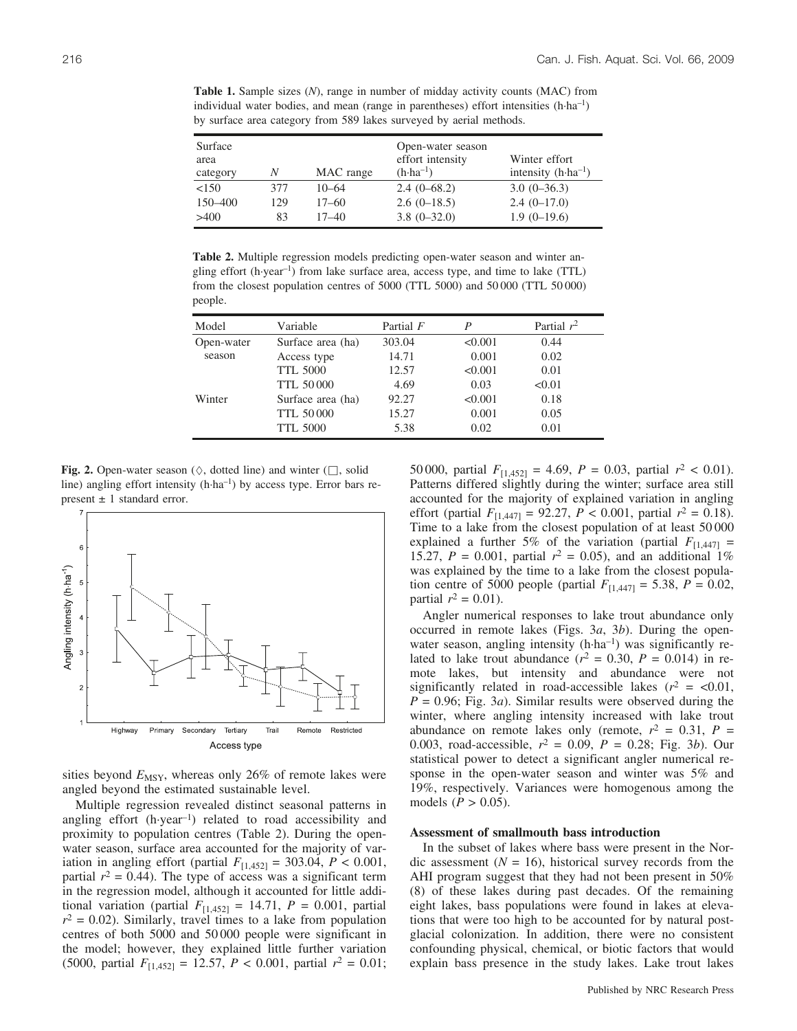**Table 1.** Sample sizes (*N*), range in number of midday activity counts (MAC) from individual water bodies, and mean (range in parentheses) effort intensities (h·ha$^{-1}$) by surface area category from 589 lakes surveyed by aerial methods.

| Surface area category | *N* | MAC range | Open-water season effort intensity (h·ha$^{-1}$) | Winter effort intensity (h·ha$^{-1}$) |
|---|---|---|---|---|
| <150 | 377 | 10–64 | 2.4 (0–68.2) | 3.0 (0–36.3) |
| 150–400 | 129 | 17–60 | 2.6 (0–18.5) | 2.4 (0–17.0) |
| >400 | 83 | 17–40 | 3.8 (0–32.0) | 1.9 (0–19.6) |

**Table 2.** Multiple regression models predicting open-water season and winter angling effort (h·year$^{-1}$) from lake surface area, access type, and time to lake (TTL) from the closest population centres of 5000 (TTL 5000) and 50 000 (TTL 50 000) people.

| Model | Variable | Partial *F* | *P* | Partial $r^2$ |
|---|---|---|---|---|
| Open-water season | Surface area (ha) | 303.04 | <0.001 | 0.44 |
| | Access type | 14.71 | 0.001 | 0.02 |
| | TTL 5000 | 12.57 | <0.001 | 0.01 |
| | TTL 50 000 | 4.69 | 0.03 | <0.01 |
| Winter | Surface area (ha) | 92.27 | <0.001 | 0.18 |
| | TTL 50 000 | 15.27 | 0.001 | 0.05 |
| | TTL 5000 | 5.38 | 0.02 | 0.01 |

**Fig. 2.** Open-water season (◊, dotted line) and winter (□, solid line) angling effort intensity (h·ha$^{-1}$) by access type. Error bars represent ± 1 standard error.

sities beyond $E_{MSY}$, whereas only 26% of remote lakes were angled beyond the estimated sustainable level.

Multiple regression revealed distinct seasonal patterns in angling effort (h·year$^{-1}$) related to road accessibility and proximity to population centres (Table 2). During the open-water season, surface area accounted for the majority of variation in angling effort (partial $F_{[1,452]} = 303.04$, $P < 0.001$, partial $r^2 = 0.44$). The type of access was a significant term in the regression model, although it accounted for little additional variation (partial $F_{[1,452]} = 14.71$, $P = 0.001$, partial $r^2 = 0.02$). Similarly, travel times to a lake from population centres of both 5000 and 50 000 people were significant in the model; however, they explained little further variation (5000, partial $F_{[1,452]} = 12.57$, $P < 0.001$, partial $r^2 = 0.01$; 50 000, partial $F_{[1,452]} = 4.69$, $P = 0.03$, partial $r^2 < 0.01$). Patterns differed slightly during the winter; surface area still accounted for the majority of explained variation in angling effort (partial $F_{[1,447]} = 92.27$, $P < 0.001$, partial $r^2 = 0.18$). Time to a lake from the closest population of at least 50 000 explained a further 5% of the variation (partial $F_{[1,447]} = 15.27$, $P = 0.001$, partial $r^2 = 0.05$), and an additional 1% was explained by the time to a lake from the closest population centre of 5000 people (partial $F_{[1,447]} = 5.38$, $P = 0.02$, partial $r^2 = 0.01$).

Angler numerical responses to lake trout abundance only occurred in remote lakes (Figs. 3*a*, 3*b*). During the open-water season, angling intensity (h·ha$^{-1}$) was significantly related to lake trout abundance ($r^2 = 0.30$, $P = 0.014$) in remote lakes, but intensity and abundance were not significantly related in road-accessible lakes ($r^2 = <0.01$, $P = 0.96$; Fig. 3*a*). Similar results were observed during the winter, where angling intensity increased with lake trout abundance on remote lakes only (remote, $r^2 = 0.31$, $P = 0.003$, road-accessible, $r^2 = 0.09$, $P = 0.28$; Fig. 3*b*). Our statistical power to detect a significant angler numerical response in the open-water season and winter was 5% and 19%, respectively. Variances were homogenous among the models ($P > 0.05$).

### Assessment of smallmouth bass introduction

In the subset of lakes where bass were present in the Nordic assessment ($N = 16$), historical survey records from the AHI program suggest that they had not been present in 50% (8) of these lakes during past decades. Of the remaining eight lakes, bass populations were found in lakes at elevations that were too high to be accounted for by natural postglacial colonization. In addition, there were no consistent confounding physical, chemical, or biotic factors that would explain bass presence in the study lakes. Lake trout lakes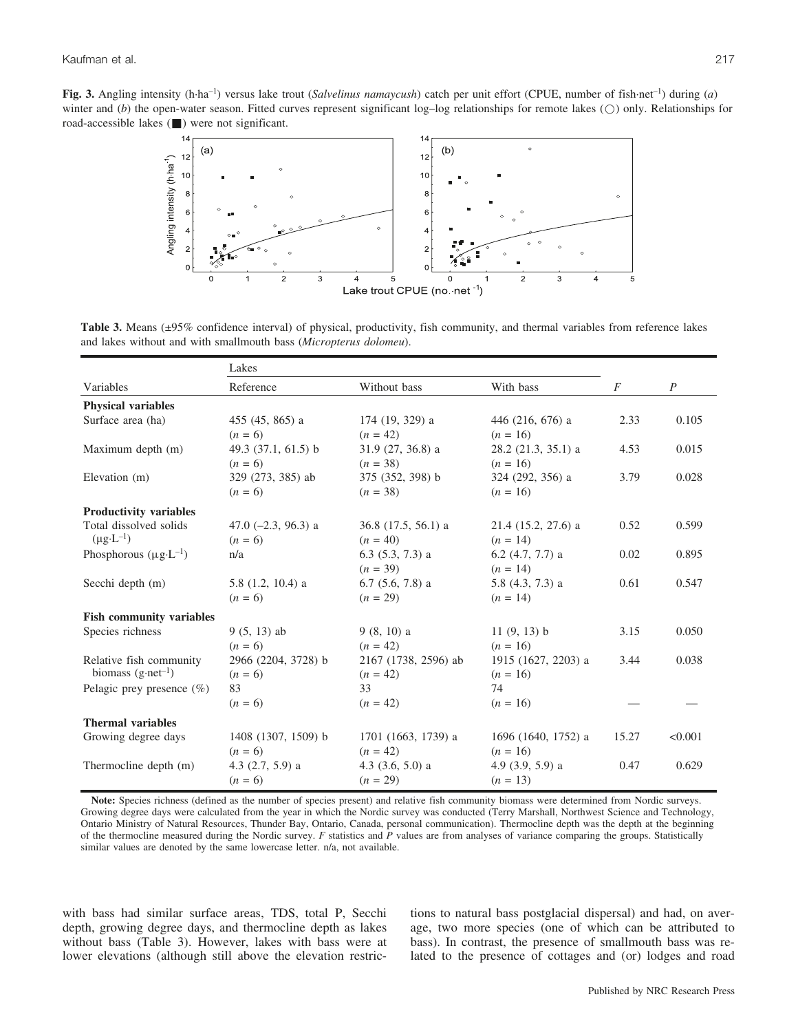**Fig. 3.** Angling intensity (h·ha$^{-1}$) versus lake trout (*Salvelinus namaycush*) catch per unit effort (CPUE, number of fish·net$^{-1}$) during (*a*) winter and (*b*) the open-water season. Fitted curves represent significant log–log relationships for remote lakes (○) only. Relationships for road-accessible lakes (■) were not significant.

**Table 3.** Means (±95% confidence interval) of physical, productivity, fish community, and thermal variables from reference lakes and lakes without and with smallmouth bass (*Micropterus dolomeu*).

| | Lakes | | | | |
|---|---|---|---|---|---|
| Variables | Reference | Without bass | With bass | *F* | *P* |
| **Physical variables** | | | | | |
| Surface area (ha) | 455 (45, 865) a ($n$ = 6) | 174 (19, 329) a ($n$ = 42) | 446 (216, 676) a ($n$ = 16) | 2.33 | 0.105 |
| Maximum depth (m) | 49.3 (37.1, 61.5) b ($n$ = 6) | 31.9 (27, 36.8) a ($n$ = 38) | 28.2 (21.3, 35.1) a ($n$ = 16) | 4.53 | 0.015 |
| Elevation (m) | 329 (273, 385) ab ($n$ = 6) | 375 (352, 398) b ($n$ = 38) | 324 (292, 356) a ($n$ = 16) | 3.79 | 0.028 |
| **Productivity variables** | | | | | |
| Total dissolved solids (μg·L$^{-1}$) | 47.0 (–2.3, 96.3) a ($n$ = 6) | 36.8 (17.5, 56.1) a ($n$ = 40) | 21.4 (15.2, 27.6) a ($n$ = 14) | 0.52 | 0.599 |
| Phosphorous (μg·L$^{-1}$) | n/a | 6.3 (5.3, 7.3) a ($n$ = 39) | 6.2 (4.7, 7.7) a ($n$ = 14) | 0.02 | 0.895 |
| Secchi depth (m) | 5.8 (1.2, 10.4) a ($n$ = 6) | 6.7 (5.6, 7.8) a ($n$ = 29) | 5.8 (4.3, 7.3) a ($n$ = 14) | 0.61 | 0.547 |
| **Fish community variables** | | | | | |
| Species richness | 9 (5, 13) ab ($n$ = 6) | 9 (8, 10) a ($n$ = 42) | 11 (9, 13) b ($n$ = 16) | 3.15 | 0.050 |
| Relative fish community biomass (g·net$^{-1}$) | 2966 (2204, 3728) b ($n$ = 6) | 2167 (1738, 2596) ab ($n$ = 42) | 1915 (1627, 2203) a ($n$ = 16) | 3.44 | 0.038 |
| Pelagic prey presence (%) | 83 ($n$ = 6) | 33 ($n$ = 42) | 74 ($n$ = 16) | — | — |
| **Thermal variables** | | | | | |
| Growing degree days | 1408 (1307, 1509) b ($n$ = 6) | 1701 (1663, 1739) a ($n$ = 42) | 1696 (1640, 1752) a ($n$ = 16) | 15.27 | <0.001 |
| Thermocline depth (m) | 4.3 (2.7, 5.9) a ($n$ = 6) | 4.3 (3.6, 5.0) a ($n$ = 29) | 4.9 (3.9, 5.9) a ($n$ = 13) | 0.47 | 0.629 |

**Note:** Species richness (defined as the number of species present) and relative fish community biomass were determined from Nordic surveys. Growing degree days were calculated from the year in which the Nordic survey was conducted (Terry Marshall, Northwest Science and Technology, Ontario Ministry of Natural Resources, Thunder Bay, Ontario, Canada, personal communication). Thermocline depth was the depth at the beginning of the thermocline measured during the Nordic survey. *F* statistics and *P* values are from analyses of variance comparing the groups. Statistically similar values are denoted by the same lowercase letter. n/a, not available.

with bass had similar surface areas, TDS, total P, Secchi depth, growing degree days, and thermocline depth as lakes without bass (Table 3). However, lakes with bass were at lower elevations (although still above the elevation restrictions to natural bass postglacial dispersal) and had, on average, two more species (one of which can be attributed to bass). In contrast, the presence of smallmouth bass was related to the presence of cottages and (or) lodges and road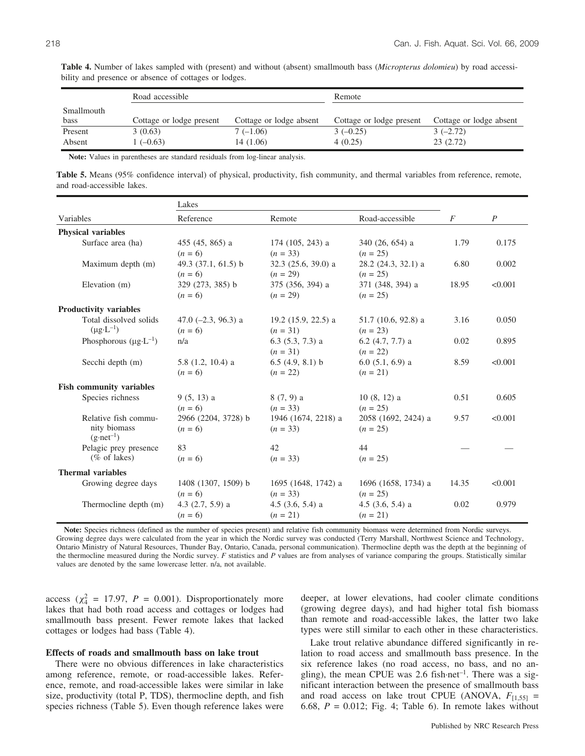**Table 4.** Number of lakes sampled with (present) and without (absent) smallmouth bass (*Micropterus dolomieu*) by road accessibility and presence or absence of cottages or lodges.

| | Road accessible | | Remote | |
|---|---|---|---|---|
| Smallmouth bass | Cottage or lodge present | Cottage or lodge absent | Cottage or lodge present | Cottage or lodge absent |
| Present | 3 (0.63) | 7 (–1.06) | 3 (–0.25) | 3 (–2.72) |
| Absent | 1 (–0.63) | 14 (1.06) | 4 (0.25) | 23 (2.72) |

**Note:** Values in parentheses are standard residuals from log-linear analysis.

**Table 5.** Means (95% confidence interval) of physical, productivity, fish community, and thermal variables from reference, remote, and road-accessible lakes.

| Variables | Lakes: Reference | Remote | Road-accessible | $F$ | $P$ |
|---|---|---|---|---|---|
| **Physical variables** | | | | | |
| Surface area (ha) | 455 (45, 865) a ($n$ = 6) | 174 (105, 243) a ($n$ = 33) | 340 (26, 654) a ($n$ = 25) | 1.79 | 0.175 |
| Maximum depth (m) | 49.3 (37.1, 61.5) b ($n$ = 6) | 32.3 (25.6, 39.0) a ($n$ = 29) | 28.2 (24.3, 32.1) a ($n$ = 25) | 6.80 | 0.002 |
| Elevation (m) | 329 (273, 385) b ($n$ = 6) | 375 (356, 394) a ($n$ = 29) | 371 (348, 394) a ($n$ = 25) | 18.95 | <0.001 |
| **Productivity variables** | | | | | |
| Total dissolved solids ($\mu g \cdot L^{-1}$) | 47.0 (–2.3, 96.3) a ($n$ = 6) | 19.2 (15.9, 22.5) a ($n$ = 31) | 51.7 (10.6, 92.8) a ($n$ = 23) | 3.16 | 0.050 |
| Phosphorous ($\mu g \cdot L^{-1}$) | n/a | 6.3 (5.3, 7.3) a ($n$ = 31) | 6.2 (4.7, 7.7) a ($n$ = 22) | 0.02 | 0.895 |
| Secchi depth (m) | 5.8 (1.2, 10.4) a ($n$ = 6) | 6.5 (4.9, 8.1) b ($n$ = 22) | 6.0 (5.1, 6.9) a ($n$ = 21) | 8.59 | <0.001 |
| **Fish community variables** | | | | | |
| Species richness | 9 (5, 13) a ($n$ = 6) | 8 (7, 9) a ($n$ = 33) | 10 (8, 12) a ($n$ = 25) | 0.51 | 0.605 |
| Relative fish community biomass ($g \cdot net^{-1}$) | 2966 (2204, 3728) b ($n$ = 6) | 1946 (1674, 2218) a ($n$ = 33) | 2058 (1692, 2424) a ($n$ = 25) | 9.57 | <0.001 |
| Pelagic prey presence (% of lakes) | 83 ($n$ = 6) | 42 ($n$ = 33) | 44 ($n$ = 25) | — | — |
| **Thermal variables** | | | | | |
| Growing degree days | 1408 (1307, 1509) b ($n$ = 6) | 1695 (1648, 1742) a ($n$ = 33) | 1696 (1658, 1734) a ($n$ = 25) | 14.35 | <0.001 |
| Thermocline depth (m) | 4.3 (2.7, 5.9) a ($n$ = 6) | 4.5 (3.6, 5.4) a ($n$ = 21) | 4.5 (3.6, 5.4) a ($n$ = 21) | 0.02 | 0.979 |

**Note:** Species richness (defined as the number of species present) and relative fish community biomass were determined from Nordic surveys. Growing degree days were calculated from the year in which the Nordic survey was conducted (Terry Marshall, Northwest Science and Technology, Ontario Ministry of Natural Resources, Thunder Bay, Ontario, Canada, personal communication). Thermocline depth was the depth at the beginning of the thermocline measured during the Nordic survey. $F$ statistics and $P$ values are from analyses of variance comparing the groups. Statistically similar values are denoted by the same lowercase letter. n/a, not available.

access ($\chi^2_4$ = 17.97, $P$ = 0.001). Disproportionately more lakes that had both road access and cottages or lodges had smallmouth bass present. Fewer remote lakes that lacked cottages or lodges had bass (Table 4).

### Effects of roads and smallmouth bass on lake trout

There were no obvious differences in lake characteristics among reference, remote, or road-accessible lakes. Reference, remote, and road-accessible lakes were similar in lake size, productivity (total P, TDS), thermocline depth, and fish species richness (Table 5). Even though reference lakes were deeper, at lower elevations, had cooler climate conditions (growing degree days), and had higher total fish biomass than remote and road-accessible lakes, the latter two lake types were still similar to each other in these characteristics.

Lake trout relative abundance differed significantly in relation to road access and smallmouth bass presence. In the six reference lakes (no road access, no bass, and no angling), the mean CPUE was 2.6 fish·net$^{-1}$. There was a significant interaction between the presence of smallmouth bass and road access on lake trout CPUE (ANOVA, $F_{[1,55]}$ = 6.68, $P$ = 0.012; Fig. 4; Table 6). In remote lakes without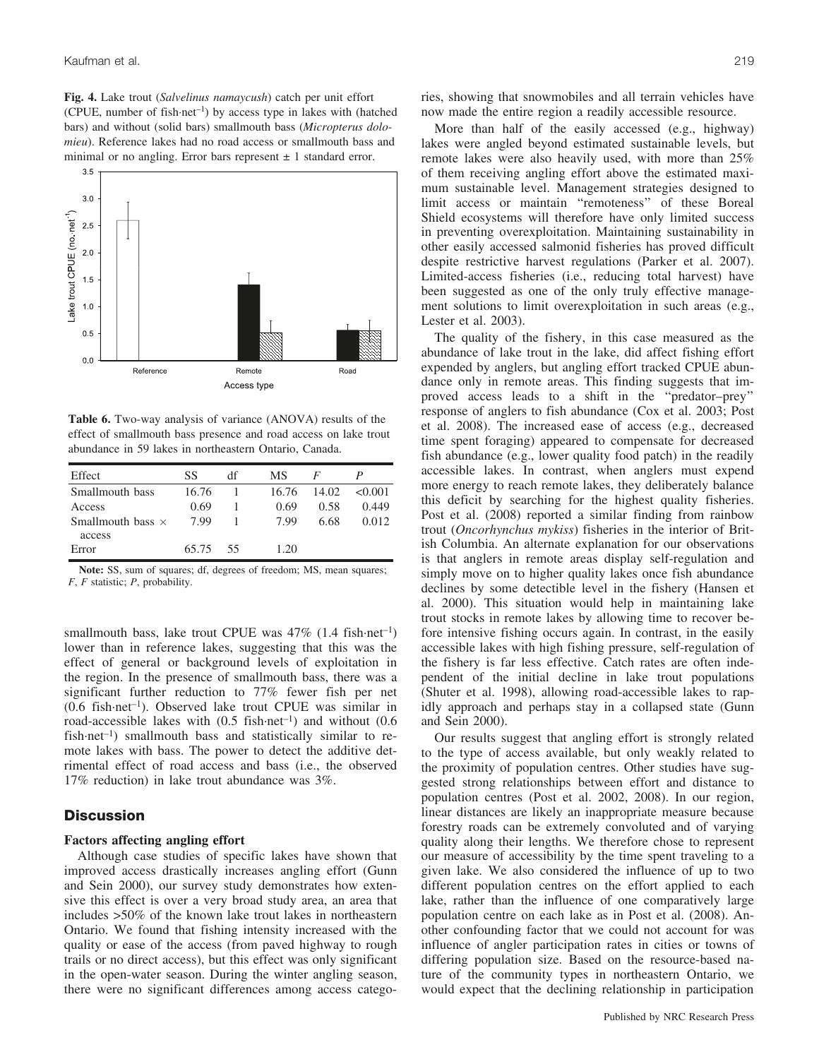**Fig. 4.** Lake trout (*Salvelinus namaycush*) catch per unit effort (CPUE, number of fish·net$^{-1}$) by access type in lakes with (hatched bars) and without (solid bars) smallmouth bass (*Micropterus dolomieu*). Reference lakes had no road access or smallmouth bass and minimal or no angling. Error bars represent ± 1 standard error.

**Table 6.** Two-way analysis of variance (ANOVA) results of the effect of smallmouth bass presence and road access on lake trout abundance in 59 lakes in northeastern Ontario, Canada.

| Effect | SS | df | MS | *F* | *P* |
|---|---|---|---|---|---|
| Smallmouth bass | 16.76 | 1 | 16.76 | 14.02 | <0.001 |
| Access | 0.69 | 1 | 0.69 | 0.58 | 0.449 |
| Smallmouth bass × access | 7.99 | 1 | 7.99 | 6.68 | 0.012 |
| Error | 65.75 | 55 | 1.20 | | |

**Note:** SS, sum of squares; df, degrees of freedom; MS, mean squares; *F*, *F* statistic; *P*, probability.

smallmouth bass, lake trout CPUE was 47% (1.4 fish·net$^{-1}$) lower than in reference lakes, suggesting that this was the effect of general or background levels of exploitation in the region. In the presence of smallmouth bass, there was a significant further reduction to 77% fewer fish per net (0.6 fish·net$^{-1}$). Observed lake trout CPUE was similar in road-accessible lakes with (0.5 fish·net$^{-1}$) and without (0.6 fish·net$^{-1}$) smallmouth bass and statistically similar to remote lakes with bass. The power to detect the additive detrimental effect of road access and bass (i.e., the observed 17% reduction) in lake trout abundance was 3%.

## Discussion

### Factors affecting angling effort

Although case studies of specific lakes have shown that improved access drastically increases angling effort (Gunn and Sein 2000), our survey study demonstrates how extensive this effect is over a very broad study area, an area that includes >50% of the known lake trout lakes in northeastern Ontario. We found that fishing intensity increased with the quality or ease of the access (from paved highway to rough trails or no direct access), but this effect was only significant in the open-water season. During the winter angling season, there were no significant differences among access categories, showing that snowmobiles and all terrain vehicles have now made the entire region a readily accessible resource.

More than half of the easily accessed (e.g., highway) lakes were angled beyond estimated sustainable levels, but remote lakes were also heavily used, with more than 25% of them receiving angling effort above the estimated maximum sustainable level. Management strategies designed to limit access or maintain "remoteness" of these Boreal Shield ecosystems will therefore have only limited success in preventing overexploitation. Maintaining sustainability in other easily accessed salmonid fisheries has proved difficult despite restrictive harvest regulations (Parker et al. 2007). Limited-access fisheries (i.e., reducing total harvest) have been suggested as one of the only truly effective management solutions to limit overexploitation in such areas (e.g., Lester et al. 2003).

The quality of the fishery, in this case measured as the abundance of lake trout in the lake, did affect fishing effort expended by anglers, but angling effort tracked CPUE abundance only in remote areas. This finding suggests that improved access leads to a shift in the "predator–prey" response of anglers to fish abundance (Cox et al. 2003; Post et al. 2008). The increased ease of access (e.g., decreased time spent foraging) appeared to compensate for decreased fish abundance (e.g., lower quality food patch) in the readily accessible lakes. In contrast, when anglers must expend more energy to reach remote lakes, they deliberately balance this deficit by searching for the highest quality fisheries. Post et al. (2008) reported a similar finding from rainbow trout (*Oncorhynchus mykiss*) fisheries in the interior of British Columbia. An alternate explanation for our observations is that anglers in remote areas display self-regulation and simply move on to higher quality lakes once fish abundance declines by some detectible level in the fishery (Hansen et al. 2000). This situation would help in maintaining lake trout stocks in remote lakes by allowing time to recover before intensive fishing occurs again. In contrast, in the easily accessible lakes with high fishing pressure, self-regulation of the fishery is far less effective. Catch rates are often independent of the initial decline in lake trout populations (Shuter et al. 1998), allowing road-accessible lakes to rapidly approach and perhaps stay in a collapsed state (Gunn and Sein 2000).

Our results suggest that angling effort is strongly related to the type of access available, but only weakly related to the proximity of population centres. Other studies have suggested strong relationships between effort and distance to population centres (Post et al. 2002, 2008). In our region, linear distances are likely an inappropriate measure because forestry roads can be extremely convoluted and of varying quality along their lengths. We therefore chose to represent our measure of accessibility by the time spent traveling to a given lake. We also considered the influence of up to two different population centres on the effort applied to each lake, rather than the influence of one comparatively large population centre on each lake as in Post et al. (2008). Another confounding factor that we could not account for was influence of angler participation rates in cities or towns of differing population size. Based on the resource-based nature of the community types in northeastern Ontario, we would expect that the declining relationship in participation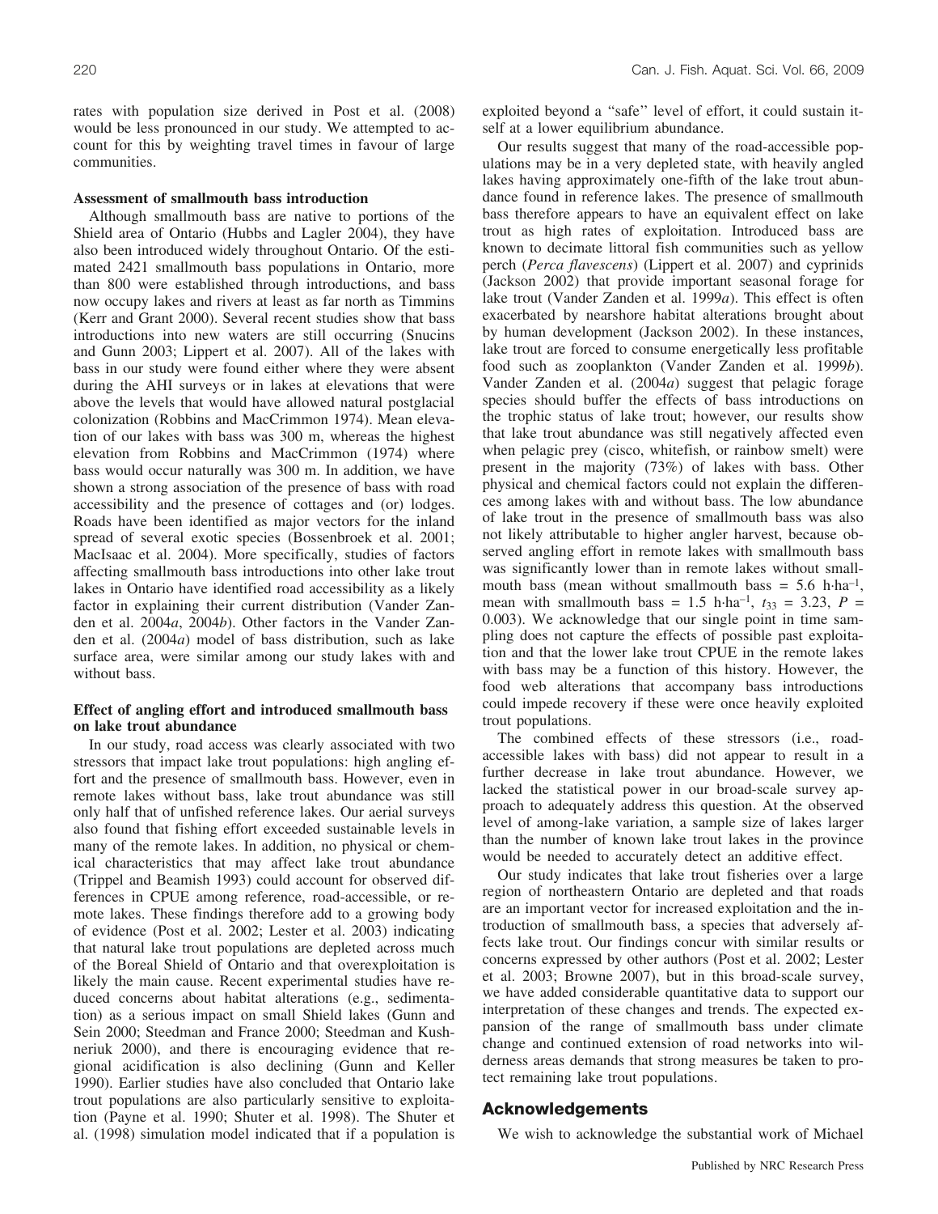rates with population size derived in Post et al. (2008) would be less pronounced in our study. We attempted to account for this by weighting travel times in favour of large communities.

### Assessment of smallmouth bass introduction

Although smallmouth bass are native to portions of the Shield area of Ontario (Hubbs and Lagler 2004), they have also been introduced widely throughout Ontario. Of the estimated 2421 smallmouth bass populations in Ontario, more than 800 were established through introductions, and bass now occupy lakes and rivers at least as far north as Timmins (Kerr and Grant 2000). Several recent studies show that bass introductions into new waters are still occurring (Snucins and Gunn 2003; Lippert et al. 2007). All of the lakes with bass in our study were found either where they were absent during the AHI surveys or in lakes at elevations that were above the levels that would have allowed natural postglacial colonization (Robbins and MacCrimmon 1974). Mean elevation of our lakes with bass was 300 m, whereas the highest elevation from Robbins and MacCrimmon (1974) where bass would occur naturally was 300 m. In addition, we have shown a strong association of the presence of bass with road accessibility and the presence of cottages and (or) lodges. Roads have been identified as major vectors for the inland spread of several exotic species (Bossenbroek et al. 2001; MacIsaac et al. 2004). More specifically, studies of factors affecting smallmouth bass introductions into other lake trout lakes in Ontario have identified road accessibility as a likely factor in explaining their current distribution (Vander Zanden et al. 2004*a*, 2004*b*). Other factors in the Vander Zanden et al. (2004*a*) model of bass distribution, such as lake surface area, were similar among our study lakes with and without bass.

### Effect of angling effort and introduced smallmouth bass on lake trout abundance

In our study, road access was clearly associated with two stressors that impact lake trout populations: high angling effort and the presence of smallmouth bass. However, even in remote lakes without bass, lake trout abundance was still only half that of unfished reference lakes. Our aerial surveys also found that fishing effort exceeded sustainable levels in many of the remote lakes. In addition, no physical or chemical characteristics that may affect lake trout abundance (Trippel and Beamish 1993) could account for observed differences in CPUE among reference, road-accessible, or remote lakes. These findings therefore add to a growing body of evidence (Post et al. 2002; Lester et al. 2003) indicating that natural lake trout populations are depleted across much of the Boreal Shield of Ontario and that overexploitation is likely the main cause. Recent experimental studies have reduced concerns about habitat alterations (e.g., sedimentation) as a serious impact on small Shield lakes (Gunn and Sein 2000; Steedman and France 2000; Steedman and Kushneriuk 2000), and there is encouraging evidence that regional acidification is also declining (Gunn and Keller 1990). Earlier studies have also concluded that Ontario lake trout populations are also particularly sensitive to exploitation (Payne et al. 1990; Shuter et al. 1998). The Shuter et al. (1998) simulation model indicated that if a population is exploited beyond a "safe" level of effort, it could sustain itself at a lower equilibrium abundance.

Our results suggest that many of the road-accessible populations may be in a very depleted state, with heavily angled lakes having approximately one-fifth of the lake trout abundance found in reference lakes. The presence of smallmouth bass therefore appears to have an equivalent effect on lake trout as high rates of exploitation. Introduced bass are known to decimate littoral fish communities such as yellow perch (*Perca flavescens*) (Lippert et al. 2007) and cyprinids (Jackson 2002) that provide important seasonal forage for lake trout (Vander Zanden et al. 1999*a*). This effect is often exacerbated by nearshore habitat alterations brought about by human development (Jackson 2002). In these instances, lake trout are forced to consume energetically less profitable food such as zooplankton (Vander Zanden et al. 1999*b*). Vander Zanden et al. (2004*a*) suggest that pelagic forage species should buffer the effects of bass introductions on the trophic status of lake trout; however, our results show that lake trout abundance was still negatively affected even when pelagic prey (cisco, whitefish, or rainbow smelt) were present in the majority (73%) of lakes with bass. Other physical and chemical factors could not explain the differences among lakes with and without bass. The low abundance of lake trout in the presence of smallmouth bass was also not likely attributable to higher angler harvest, because observed angling effort in remote lakes with smallmouth bass was significantly lower than in remote lakes without smallmouth bass (mean without smallmouth bass = 5.6 $h \cdot ha^{-1}$, mean with smallmouth bass = 1.5 $h \cdot ha^{-1}$, $t_{33} = 3.23$, $P = 0.003$). We acknowledge that our single point in time sampling does not capture the effects of possible past exploitation and that the lower lake trout CPUE in the remote lakes with bass may be a function of this history. However, the food web alterations that accompany bass introductions could impede recovery if these were once heavily exploited trout populations.

The combined effects of these stressors (i.e., road-accessible lakes with bass) did not appear to result in a further decrease in lake trout abundance. However, we lacked the statistical power in our broad-scale survey approach to adequately address this question. At the observed level of among-lake variation, a sample size of lakes larger than the number of known lake trout lakes in the province would be needed to accurately detect an additive effect.

Our study indicates that lake trout fisheries over a large region of northeastern Ontario are depleted and that roads are an important vector for increased exploitation and the introduction of smallmouth bass, a species that adversely affects lake trout. Our findings concur with similar results or concerns expressed by other authors (Post et al. 2002; Lester et al. 2003; Browne 2007), but in this broad-scale survey, we have added considerable quantitative data to support our interpretation of these changes and trends. The expected expansion of the range of smallmouth bass under climate change and continued extension of road networks into wilderness areas demands that strong measures be taken to protect remaining lake trout populations.

## Acknowledgements

We wish to acknowledge the substantial work of Michael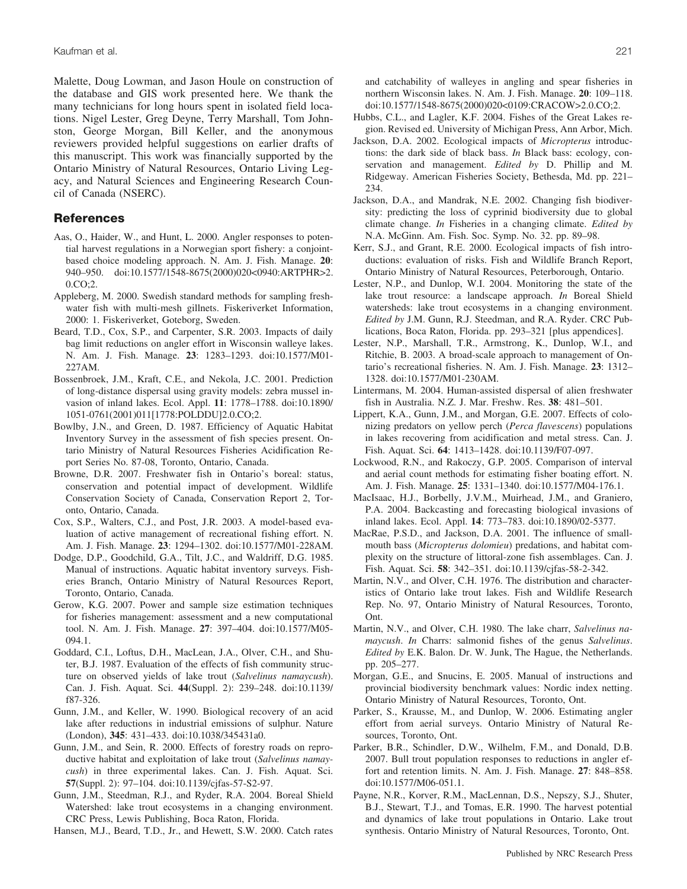Malette, Doug Lowman, and Jason Houle on construction of the database and GIS work presented here. We thank the many technicians for long hours spent in isolated field locations. Nigel Lester, Greg Deyne, Terry Marshall, Tom Johnston, George Morgan, Bill Keller, and the anonymous reviewers provided helpful suggestions on earlier drafts of this manuscript. This work was financially supported by the Ontario Ministry of Natural Resources, Ontario Living Legacy, and Natural Sciences and Engineering Research Council of Canada (NSERC).

## References

Aas, O., Haider, W., and Hunt, L. 2000. Angler responses to potential harvest regulations in a Norwegian sport fishery: a conjoint-based choice modeling approach. N. Am. J. Fish. Manage. **20**: 940–950. doi:10.1577/1548-8675(2000)020<0940:ARTPHR>2.0.CO;2.

Appleberg, M. 2000. Swedish standard methods for sampling freshwater fish with multi-mesh gillnets. Fiskeriverket Information, 2000: 1. Fiskeriverket, Goteborg, Sweden.

Beard, T.D., Cox, S.P., and Carpenter, S.R. 2003. Impacts of daily bag limit reductions on angler effort in Wisconsin walleye lakes. N. Am. J. Fish. Manage. **23**: 1283–1293. doi:10.1577/M01-227AM.

Bossenbroek, J.M., Kraft, C.E., and Nekola, J.C. 2001. Prediction of long-distance dispersal using gravity models: zebra mussel invasion of inland lakes. Ecol. Appl. **11**: 1778–1788. doi:10.1890/1051-0761(2001)011[1778:POLDDU]2.0.CO;2.

Bowlby, J.N., and Green, D. 1987. Efficiency of Aquatic Habitat Inventory Survey in the assessment of fish species present. Ontario Ministry of Natural Resources Fisheries Acidification Report Series No. 87-08, Toronto, Ontario, Canada.

Browne, D.R. 2007. Freshwater fish in Ontario's boreal: status, conservation and potential impact of development. Wildlife Conservation Society of Canada, Conservation Report 2, Toronto, Ontario, Canada.

Cox, S.P., Walters, C.J., and Post, J.R. 2003. A model-based evaluation of active management of recreational fishing effort. N. Am. J. Fish. Manage. **23**: 1294–1302. doi:10.1577/M01-228AM.

Dodge, D.P., Goodchild, G.A., Tilt, J.C., and Waldriff, D.G. 1985. Manual of instructions. Aquatic habitat inventory surveys. Fisheries Branch, Ontario Ministry of Natural Resources Report, Toronto, Ontario, Canada.

Gerow, K.G. 2007. Power and sample size estimation techniques for fisheries management: assessment and a new computational tool. N. Am. J. Fish. Manage. **27**: 397–404. doi:10.1577/M05-094.1.

Goddard, C.I., Loftus, D.H., MacLean, J.A., Olver, C.H., and Shuter, B.J. 1987. Evaluation of the effects of fish community structure on observed yields of lake trout (*Salvelinus namaycush*). Can. J. Fish. Aquat. Sci. **44**(Suppl. 2): 239–248. doi:10.1139/f87-326.

Gunn, J.M., and Keller, W. 1990. Biological recovery of an acid lake after reductions in industrial emissions of sulphur. Nature (London), **345**: 431–433. doi:10.1038/345431a0.

Gunn, J.M., and Sein, R. 2000. Effects of forestry roads on reproductive habitat and exploitation of lake trout (*Salvelinus namaycush*) in three experimental lakes. Can. J. Fish. Aquat. Sci. **57**(Suppl. 2): 97–104. doi:10.1139/cjfas-57-S2-97.

Gunn, J.M., Steedman, R.J., and Ryder, R.A. 2004. Boreal Shield Watershed: lake trout ecosystems in a changing environment. CRC Press, Lewis Publishing, Boca Raton, Florida.

Hansen, M.J., Beard, T.D., Jr., and Hewett, S.W. 2000. Catch rates and catchability of walleyes in angling and spear fisheries in northern Wisconsin lakes. N. Am. J. Fish. Manage. **20**: 109–118. doi:10.1577/1548-8675(2000)020<0109:CRACOW>2.0.CO;2.

Hubbs, C.L., and Lagler, K.F. 2004. Fishes of the Great Lakes region. Revised ed. University of Michigan Press, Ann Arbor, Mich.

Jackson, D.A. 2002. Ecological impacts of *Micropterus* introductions: the dark side of black bass. *In* Black bass: ecology, conservation and management. *Edited by* D. Phillip and M. Ridgeway. American Fisheries Society, Bethesda, Md. pp. 221–234.

Jackson, D.A., and Mandrak, N.E. 2002. Changing fish biodiversity: predicting the loss of cyprinid biodiversity due to global climate change. *In* Fisheries in a changing climate. *Edited by* N.A. McGinn. Am. Fish. Soc. Symp. No. 32. pp. 89–98.

Kerr, S.J., and Grant, R.E. 2000. Ecological impacts of fish introductions: evaluation of risks. Fish and Wildlife Branch Report, Ontario Ministry of Natural Resources, Peterborough, Ontario.

Lester, N.P., and Dunlop, W.I. 2004. Monitoring the state of the lake trout resource: a landscape approach. *In* Boreal Shield watersheds: lake trout ecosystems in a changing environment. *Edited by* J.M. Gunn, R.J. Steedman, and R.A. Ryder. CRC Publications, Boca Raton, Florida. pp. 293–321 [plus appendices].

Lester, N.P., Marshall, T.R., Armstrong, K., Dunlop, W.I., and Ritchie, B. 2003. A broad-scale approach to management of Ontario's recreational fisheries. N. Am. J. Fish. Manage. **23**: 1312–1328. doi:10.1577/M01-230AM.

Lintermans, M. 2004. Human-assisted dispersal of alien freshwater fish in Australia. N.Z. J. Mar. Freshw. Res. **38**: 481–501.

Lippert, K.A., Gunn, J.M., and Morgan, G.E. 2007. Effects of colonizing predators on yellow perch (*Perca flavescens*) populations in lakes recovering from acidification and metal stress. Can. J. Fish. Aquat. Sci. **64**: 1413–1428. doi:10.1139/F07-097.

Lockwood, R.N., and Rakoczy, G.P. 2005. Comparison of interval and aerial count methods for estimating fisher boating effort. N. Am. J. Fish. Manage. **25**: 1331–1340. doi:10.1577/M04-176.1.

MacIsaac, H.J., Borbelly, J.V.M., Muirhead, J.M., and Graniero, P.A. 2004. Backcasting and forecasting biological invasions of inland lakes. Ecol. Appl. **14**: 773–783. doi:10.1890/02-5377.

MacRae, P.S.D., and Jackson, D.A. 2001. The influence of smallmouth bass (*Micropterus dolomieu*) predations, and habitat complexity on the structure of littoral-zone fish assemblages. Can. J. Fish. Aquat. Sci. **58**: 342–351. doi:10.1139/cjfas-58-2-342.

Martin, N.V., and Olver, C.H. 1976. The distribution and characteristics of Ontario lake trout lakes. Fish and Wildlife Research Rep. No. 97, Ontario Ministry of Natural Resources, Toronto, Ont.

Martin, N.V., and Olver, C.H. 1980. The lake charr, *Salvelinus namaycush*. *In* Charrs: salmonid fishes of the genus *Salvelinus*. *Edited by* E.K. Balon. Dr. W. Junk, The Hague, the Netherlands. pp. 205–277.

Morgan, G.E., and Snucins, E. 2005. Manual of instructions and provincial biodiversity benchmark values: Nordic index netting. Ontario Ministry of Natural Resources, Toronto, Ont.

Parker, S., Krausse, M., and Dunlop, W. 2006. Estimating angler effort from aerial surveys. Ontario Ministry of Natural Resources, Toronto, Ont.

Parker, B.R., Schindler, D.W., Wilhelm, F.M., and Donald, D.B. 2007. Bull trout population responses to reductions in angler effort and retention limits. N. Am. J. Fish. Manage. **27**: 848–858. doi:10.1577/M06-051.1.

Payne, N.R., Korver, R.M., MacLennan, D.S., Nepszy, S.J., Shuter, B.J., Stewart, T.J., and Tomas, E.R. 1990. The harvest potential and dynamics of lake trout populations in Ontario. Lake trout synthesis. Ontario Ministry of Natural Resources, Toronto, Ont.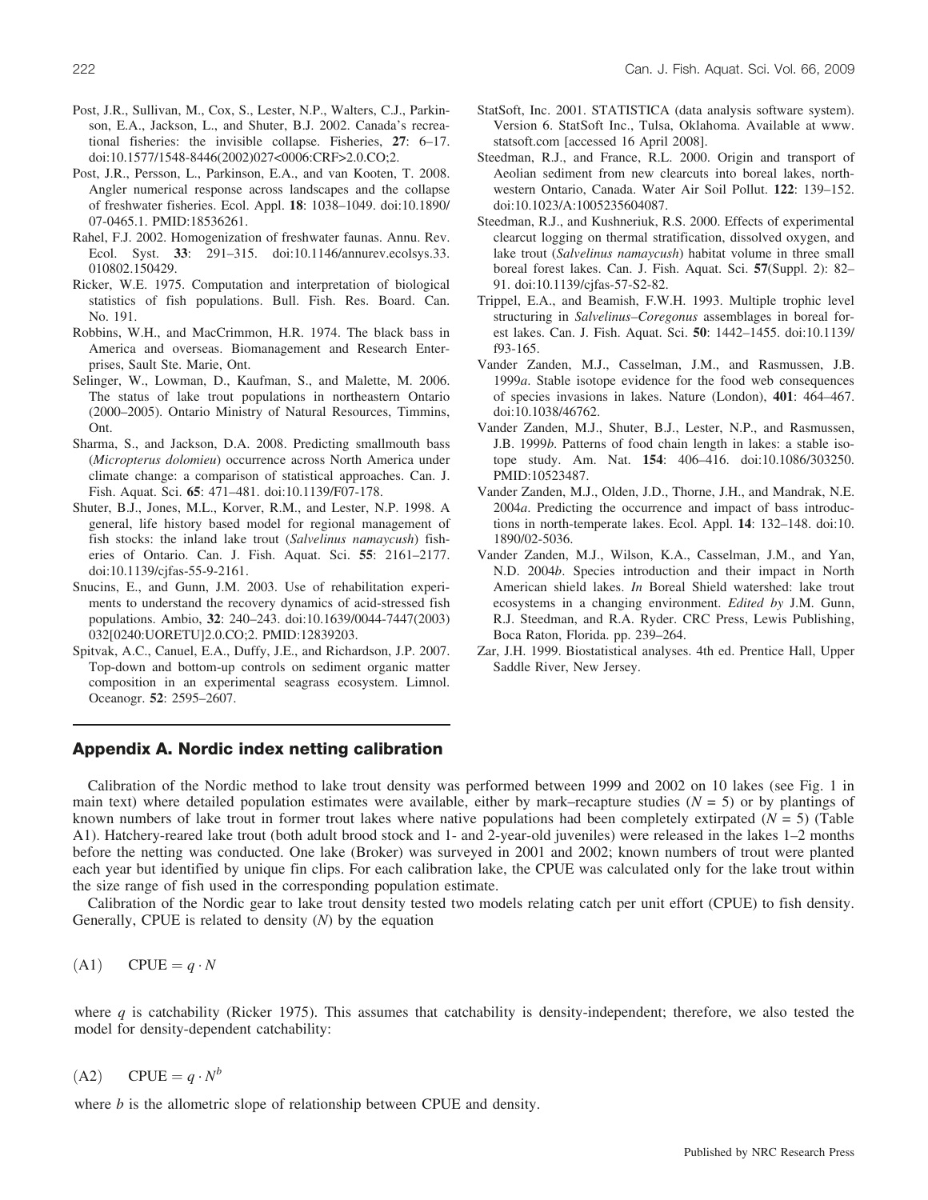Post, J.R., Sullivan, M., Cox, S., Lester, N.P., Walters, C.J., Parkinson, E.A., Jackson, L., and Shuter, B.J. 2002. Canada's recreational fisheries: the invisible collapse. Fisheries, **27**: 6–17. doi:10.1577/1548-8446(2002)027<0006:CRF>2.0.CO;2.

Post, J.R., Persson, L., Parkinson, E.A., and van Kooten, T. 2008. Angler numerical response across landscapes and the collapse of freshwater fisheries. Ecol. Appl. **18**: 1038–1049. doi:10.1890/07-0465.1. PMID:18536261.

Rahel, F.J. 2002. Homogenization of freshwater faunas. Annu. Rev. Ecol. Syst. **33**: 291–315. doi:10.1146/annurev.ecolsys.33.010802.150429.

Ricker, W.E. 1975. Computation and interpretation of biological statistics of fish populations. Bull. Fish. Res. Board. Can. No. 191.

Robbins, W.H., and MacCrimmon, H.R. 1974. The black bass in America and overseas. Biomanagement and Research Enterprises, Sault Ste. Marie, Ont.

Selinger, W., Lowman, D., Kaufman, S., and Malette, M. 2006. The status of lake trout populations in northeastern Ontario (2000–2005). Ontario Ministry of Natural Resources, Timmins, Ont.

Sharma, S., and Jackson, D.A. 2008. Predicting smallmouth bass (*Micropterus dolomieu*) occurrence across North America under climate change: a comparison of statistical approaches. Can. J. Fish. Aquat. Sci. **65**: 471–481. doi:10.1139/F07-178.

Shuter, B.J., Jones, M.L., Korver, R.M., and Lester, N.P. 1998. A general, life history based model for regional management of fish stocks: the inland lake trout (*Salvelinus namaycush*) fisheries of Ontario. Can. J. Fish. Aquat. Sci. **55**: 2161–2177. doi:10.1139/cjfas-55-9-2161.

Snucins, E., and Gunn, J.M. 2003. Use of rehabilitation experiments to understand the recovery dynamics of acid-stressed fish populations. Ambio, **32**: 240–243. doi:10.1639/0044-7447(2003)032[0240:UORETU]2.0.CO;2. PMID:12839203.

Spitvak, A.C., Canuel, E.A., Duffy, J.E., and Richardson, J.P. 2007. Top-down and bottom-up controls on sediment organic matter composition in an experimental seagrass ecosystem. Limnol. Oceanogr. **52**: 2595–2607.

StatSoft, Inc. 2001. STATISTICA (data analysis software system). Version 6. StatSoft Inc., Tulsa, Oklahoma. Available at www.statsoft.com [accessed 16 April 2008].

Steedman, R.J., and France, R.L. 2000. Origin and transport of Aeolian sediment from new clearcuts into boreal lakes, northwestern Ontario, Canada. Water Air Soil Pollut. **122**: 139–152. doi:10.1023/A:1005235604087.

Steedman, R.J., and Kushneriuk, R.S. 2000. Effects of experimental clearcut logging on thermal stratification, dissolved oxygen, and lake trout (*Salvelinus namaycush*) habitat volume in three small boreal forest lakes. Can. J. Fish. Aquat. Sci. **57**(Suppl. 2): 82–91. doi:10.1139/cjfas-57-S2-82.

Trippel, E.A., and Beamish, F.W.H. 1993. Multiple trophic level structuring in *Salvelinus–Coregonus* assemblages in boreal forest lakes. Can. J. Fish. Aquat. Sci. **50**: 1442–1455. doi:10.1139/f93-165.

Vander Zanden, M.J., Casselman, J.M., and Rasmussen, J.B. 1999*a*. Stable isotope evidence for the food web consequences of species invasions in lakes. Nature (London), **401**: 464–467. doi:10.1038/46762.

Vander Zanden, M.J., Shuter, B.J., Lester, N.P., and Rasmussen, J.B. 1999*b*. Patterns of food chain length in lakes: a stable isotope study. Am. Nat. **154**: 406–416. doi:10.1086/303250. PMID:10523487.

Vander Zanden, M.J., Olden, J.D., Thorne, J.H., and Mandrak, N.E. 2004*a*. Predicting the occurrence and impact of bass introductions in north-temperate lakes. Ecol. Appl. **14**: 132–148. doi:10.1890/02-5036.

Vander Zanden, M.J., Wilson, K.A., Casselman, J.M., and Yan, N.D. 2004*b*. Species introduction and their impact in North American shield lakes. *In* Boreal Shield watershed: lake trout ecosystems in a changing environment. *Edited by* J.M. Gunn, R.J. Steedman, and R.A. Ryder. CRC Press, Lewis Publishing, Boca Raton, Florida. pp. 239–264.

Zar, J.H. 1999. Biostatistical analyses. 4th ed. Prentice Hall, Upper Saddle River, New Jersey.

## Appendix A. Nordic index netting calibration

Calibration of the Nordic method to lake trout density was performed between 1999 and 2002 on 10 lakes (see Fig. 1 in main text) where detailed population estimates were available, either by mark–recapture studies ($N = 5$) or by plantings of known numbers of lake trout in former trout lakes where native populations had been completely extirpated ($N = 5$) (Table A1). Hatchery-reared lake trout (both adult brood stock and 1- and 2-year-old juveniles) were released in the lakes 1–2 months before the netting was conducted. One lake (Broker) was surveyed in 2001 and 2002; known numbers of trout were planted each year but identified by unique fin clips. For each calibration lake, the CPUE was calculated only for the lake trout within the size range of fish used in the corresponding population estimate.

Calibration of the Nordic gear to lake trout density tested two models relating catch per unit effort (CPUE) to fish density. Generally, CPUE is related to density ($N$) by the equation

$$\text{(A1)} \qquad \text{CPUE} = q \cdot N$$

where $q$ is catchability (Ricker 1975). This assumes that catchability is density-independent; therefore, we also tested the model for density-dependent catchability:

$$\text{(A2)} \qquad \text{CPUE} = q \cdot N^{b}$$

where $b$ is the allometric slope of relationship between CPUE and density.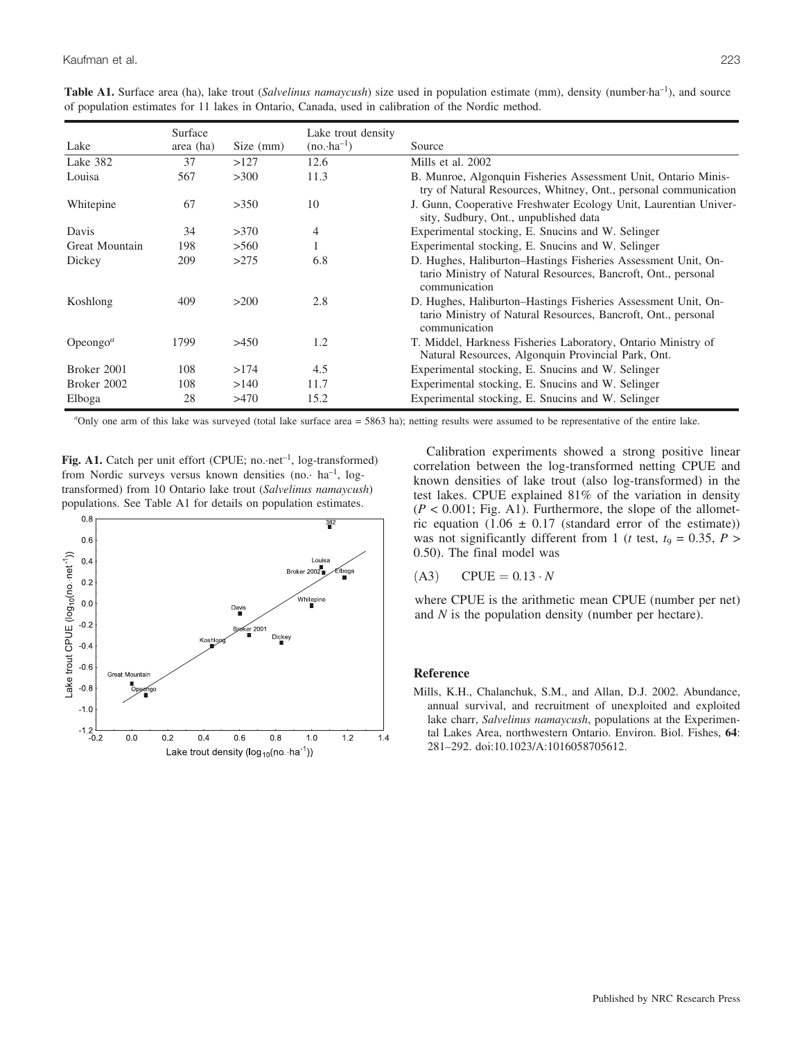**Table A1.** Surface area (ha), lake trout (*Salvelinus namaycush*) size used in population estimate (mm), density (number·ha$^{-1}$), and source of population estimates for 11 lakes in Ontario, Canada, used in calibration of the Nordic method.

| Lake | Surface area (ha) | Size (mm) | Lake trout density (no.·ha$^{-1}$) | Source |
|---|---|---|---|---|
| Lake 382 | 37 | >127 | 12.6 | Mills et al. 2002 |
| Louisa | 567 | >300 | 11.3 | B. Munroe, Algonquin Fisheries Assessment Unit, Ontario Ministry of Natural Resources, Whitney, Ont., personal communication |
| Whitepine | 67 | >350 | 10 | J. Gunn, Cooperative Freshwater Ecology Unit, Laurentian University, Sudbury, Ont., unpublished data |
| Davis | 34 | >370 | 4 | Experimental stocking, E. Snucins and W. Selinger |
| Great Mountain | 198 | >560 | 1 | Experimental stocking, E. Snucins and W. Selinger |
| Dickey | 209 | >275 | 6.8 | D. Hughes, Haliburton–Hastings Fisheries Assessment Unit, Ontario Ministry of Natural Resources, Bancroft, Ont., personal communication |
| Koshlong | 409 | >200 | 2.8 | D. Hughes, Haliburton–Hastings Fisheries Assessment Unit, Ontario Ministry of Natural Resources, Bancroft, Ont., personal communication |
| Opeongo[a] | 1799 | >450 | 1.2 | T. Middel, Harkness Fisheries Laboratory, Ontario Ministry of Natural Resources, Algonquin Provincial Park, Ont. |
| Broker 2001 | 108 | >174 | 4.5 | Experimental stocking, E. Snucins and W. Selinger |
| Broker 2002 | 108 | >140 | 11.7 | Experimental stocking, E. Snucins and W. Selinger |
| Elboga | 28 | >470 | 15.2 | Experimental stocking, E. Snucins and W. Selinger |

[a]Only one arm of this lake was surveyed (total lake surface area = 5863 ha); netting results were assumed to be representative of the entire lake.

**Fig. A1.** Catch per unit effort (CPUE; no.·net$^{-1}$, log-transformed) from Nordic surveys versus known densities (no.· ha$^{-1}$, log-transformed) from 10 Ontario lake trout (*Salvelinus namaycush*) populations. See Table A1 for details on population estimates.

Lake trout CPUE ($\log_{10}$(no.·net$^{-1}$))

Lake trout density ($\log_{10}$(no.·ha$^{-1}$))

0.8, 0.6, 0.4, 0.2, 0.0, -0.2, -0.4, -0.6, -0.8, -1.0, -1.2

-0.2, 0.0, 0.2, 0.4, 0.6, 0.8, 1.0, 1.2, 1.4

382, Louisa, Broker 2002, Elboga, Whitepine, Davis, Broker 2001, Dickey, Koshlong, Great Mountain, Opeongo

Calibration experiments showed a strong positive linear correlation between the log-transformed netting CPUE and known densities of lake trout (also log-transformed) in the test lakes. CPUE explained 81% of the variation in density ($P < 0.001$; Fig. A1). Furthermore, the slope of the allometric equation ($1.06 \pm 0.17$ (standard error of the estimate)) was not significantly different from 1 (*t* test, $t_9 = 0.35$, $P > 0.50$). The final model was

$$\text{(A3)} \qquad \text{CPUE} = 0.13 \cdot N$$

where CPUE is the arithmetic mean CPUE (number per net) and $N$ is the population density (number per hectare).

## Reference

Mills, K.H., Chalanchuk, S.M., and Allan, D.J. 2002. Abundance, annual survival, and recruitment of unexploited and exploited lake charr, *Salvelinus namaycush*, populations at the Experimental Lakes Area, northwestern Ontario. Environ. Biol. Fishes, **64**: 281–292. doi:10.1023/A:1016058705612.